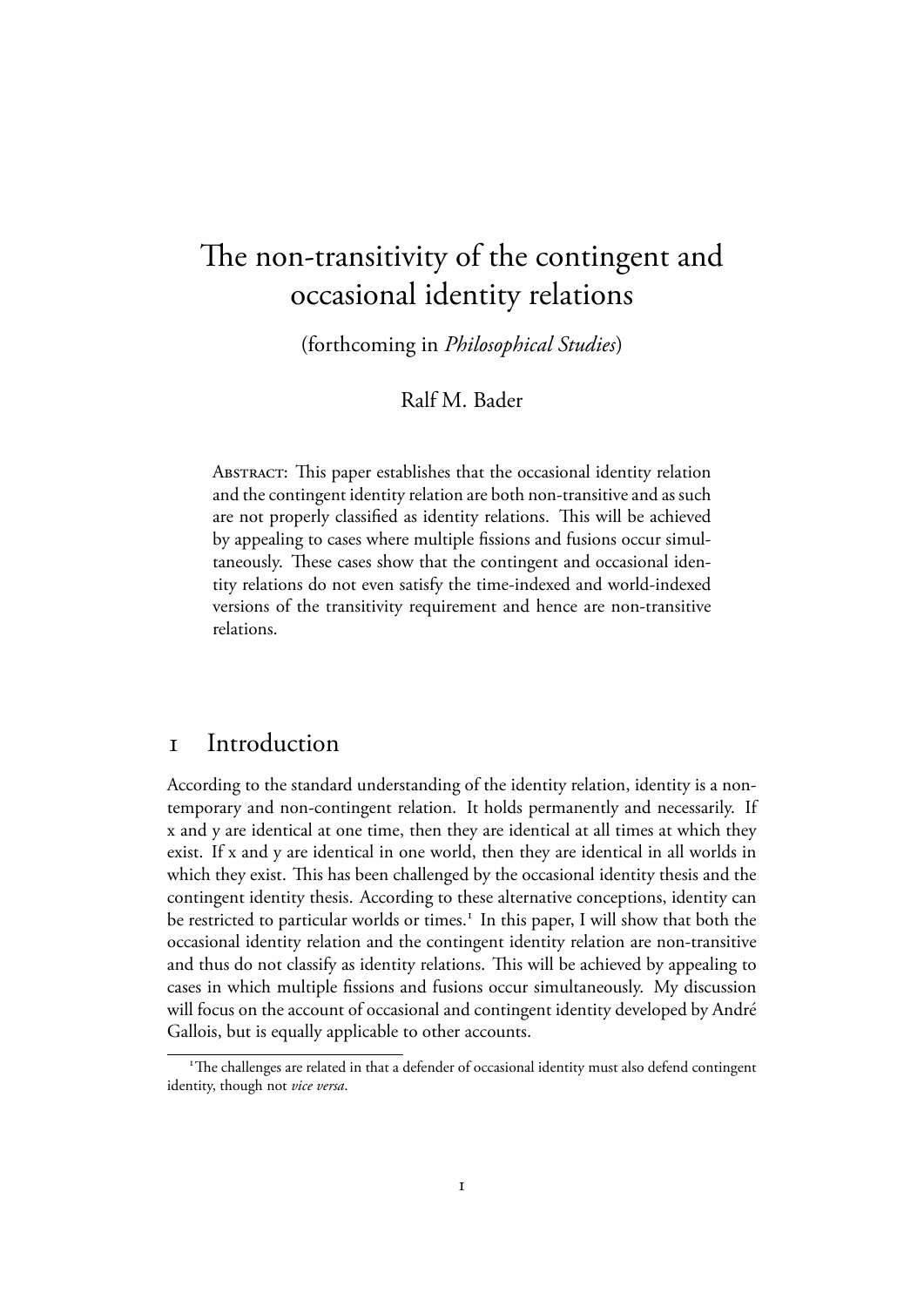# The non-transitivity of the contingent and occasional identity relations

(forthcoming in *Philosophical Studies*)

Ralf M. Bader

Abstract: This paper establishes that the occasional identity relation and the contingent identity relation are both non-transitive and as such are not properly classified as identity relations. This will be achieved by appealing to cases where multiple fissions and fusions occur simultaneously. These cases show that the contingent and occasional identity relations do not even satisfy the time-indexed and world-indexed versions of the transitivity requirement and hence are non-transitive relations.

## 1 Introduction

According to the standard understanding of the identity relation, identity is a non-temporary and non-contingent relation. It holds permanently and necessarily. If x and y are identical at one time, then they are identical at all times at which they exist. If x and y are identical in one world, then they are identical in all worlds in which they exist. This has been challenged by the occasional identity thesis and the contingent identity thesis. According to these alternative conceptions, identity can be restricted to particular worlds or times.[1] In this paper, I will show that both the occasional identity relation and the contingent identity relation are non-transitive and thus do not classify as identity relations. This will be achieved by appealing to cases in which multiple fissions and fusions occur simultaneously. My discussion will focus on the account of occasional and contingent identity developed by André Gallois, but is equally applicable to other accounts.

[1] The challenges are related in that a defender of occasional identity must also defend contingent identity, though not *vice versa*.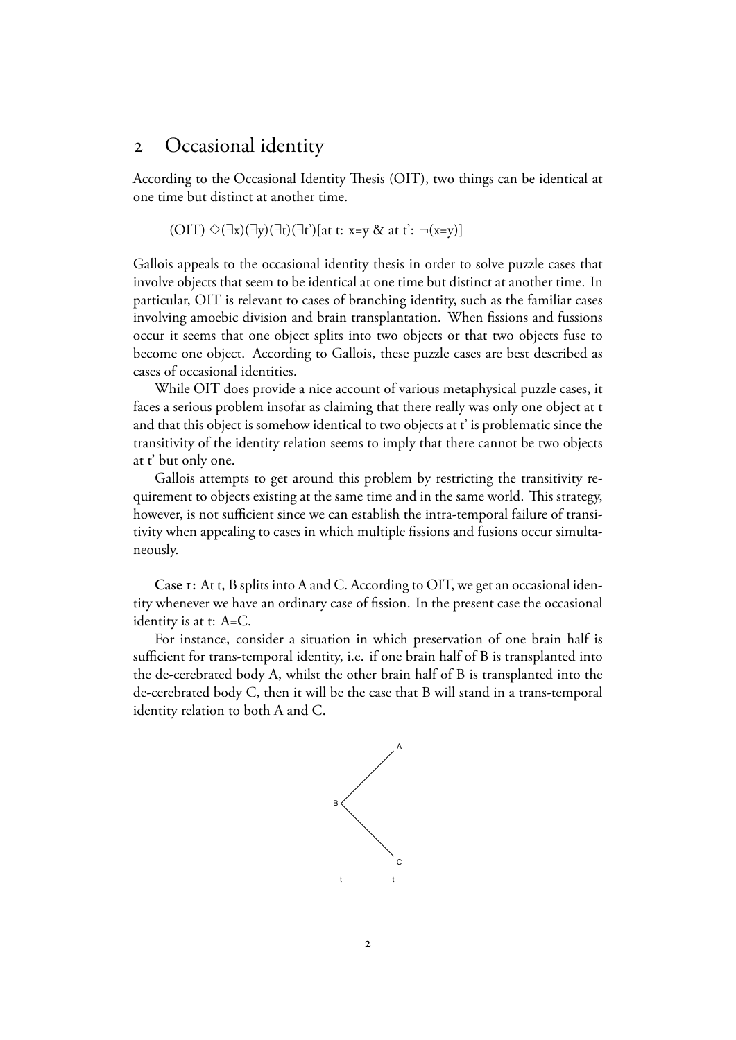## 2 Occasional identity

According to the Occasional Identity Thesis (OIT), two things can be identical at one time but distinct at another time.

(OIT) $\Diamond(\exists x)(\exists y)(\exists t)(\exists t')$[at t: x=y & at t': $\neg$(x=y)]

Gallois appeals to the occasional identity thesis in order to solve puzzle cases that involve objects that seem to be identical at one time but distinct at another time. In particular, OIT is relevant to cases of branching identity, such as the familiar cases involving amoebic division and brain transplantation. When fissions and fussions occur it seems that one object splits into two objects or that two objects fuse to become one object. According to Gallois, these puzzle cases are best described as cases of occasional identities.

While OIT does provide a nice account of various metaphysical puzzle cases, it faces a serious problem insofar as claiming that there really was only one object at t and that this object is somehow identical to two objects at t' is problematic since the transitivity of the identity relation seems to imply that there cannot be two objects at t' but only one.

Gallois attempts to get around this problem by restricting the transitivity requirement to objects existing at the same time and in the same world. This strategy, however, is not sufficient since we can establish the intra-temporal failure of transitivity when appealing to cases in which multiple fissions and fusions occur simultaneously.

**Case 1:** At t, B splits into A and C. According to OIT, we get an occasional identity whenever we have an ordinary case of fission. In the present case the occasional identity is at t: A=C.

For instance, consider a situation in which preservation of one brain half is sufficient for trans-temporal identity, i.e. if one brain half of B is transplanted into the de-cerebrated body A, whilst the other brain half of B is transplanted into the de-cerebrated body C, then it will be the case that B will stand in a trans-temporal identity relation to both A and C.

A

B

C

t t'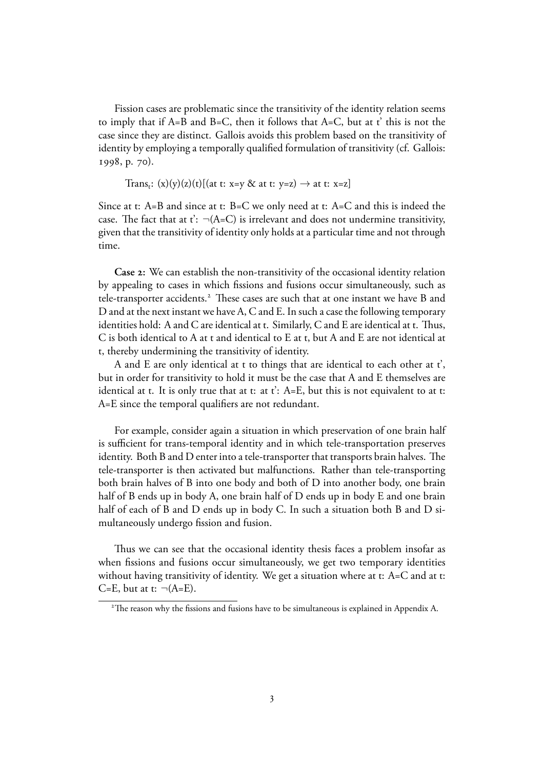Fission cases are problematic since the transitivity of the identity relation seems to imply that if A=B and B=C, then it follows that A=C, but at t' this is not the case since they are distinct. Gallois avoids this problem based on the transitivity of identity by employing a temporally qualified formulation of transitivity (cf. Gallois: 1998, p. 70).

$$\text{Trans}_t\text{: } (x)(y)(z)(t)[(\text{at t: } x{=}y \;\&\; \text{at t: } y{=}z) \rightarrow \text{at t: } x{=}z]$$

Since at t: A=B and since at t: B=C we only need at t: A=C and this is indeed the case. The fact that at t': $\neg$(A=C) is irrelevant and does not undermine transitivity, given that the transitivity of identity only holds at a particular time and not through time.

**Case 2:** We can establish the non-transitivity of the occasional identity relation by appealing to cases in which fissions and fusions occur simultaneously, such as tele-transporter accidents.[2] These cases are such that at one instant we have B and D and at the next instant we have A, C and E. In such a case the following temporary identities hold: A and C are identical at t. Similarly, C and E are identical at t. Thus, C is both identical to A at t and identical to E at t, but A and E are not identical at t, thereby undermining the transitivity of identity.

A and E are only identical at t to things that are identical to each other at t', but in order for transitivity to hold it must be the case that A and E themselves are identical at t. It is only true that at t: at t': A=E, but this is not equivalent to at t: A=E since the temporal qualifiers are not redundant.

For example, consider again a situation in which preservation of one brain half is sufficient for trans-temporal identity and in which tele-transportation preserves identity. Both B and D enter into a tele-transporter that transports brain halves. The tele-transporter is then activated but malfunctions. Rather than tele-transporting both brain halves of B into one body and both of D into another body, one brain half of B ends up in body A, one brain half of D ends up in body E and one brain half of each of B and D ends up in body C. In such a situation both B and D simultaneously undergo fission and fusion.

Thus we can see that the occasional identity thesis faces a problem insofar as when fissions and fusions occur simultaneously, we get two temporary identities without having transitivity of identity. We get a situation where at t: A=C and at t: C=E, but at t: $\neg$(A=E).

[2] The reason why the fissions and fusions have to be simultaneous is explained in Appendix A.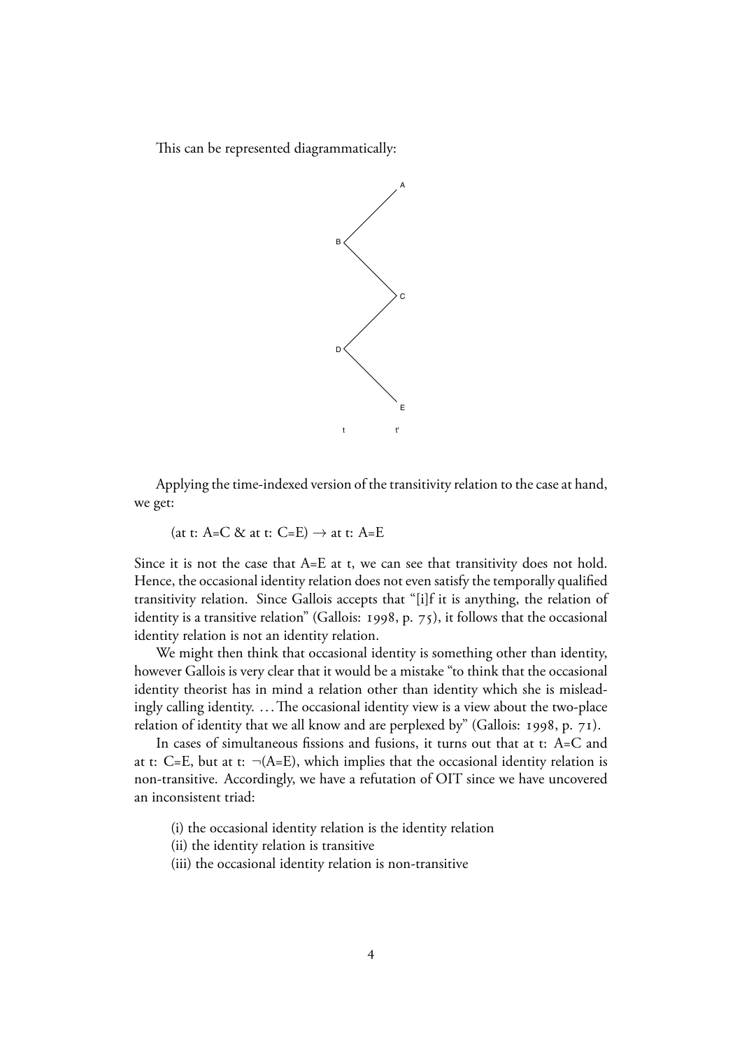This can be represented diagrammatically:

A

B

C

D

E

t

t'

Applying the time-indexed version of the transitivity relation to the case at hand, we get:

(at t: A=C & at t: C=E) $\rightarrow$ at t: A=E

Since it is not the case that A=E at t, we can see that transitivity does not hold. Hence, the occasional identity relation does not even satisfy the temporally qualified transitivity relation. Since Gallois accepts that "[i]f it is anything, the relation of identity is a transitive relation" (Gallois: 1998, p. 75), it follows that the occasional identity relation is not an identity relation.

We might then think that occasional identity is something other than identity, however Gallois is very clear that it would be a mistake "to think that the occasional identity theorist has in mind a relation other than identity which she is misleadingly calling identity. ...The occasional identity view is a view about the two-place relation of identity that we all know and are perplexed by" (Gallois: 1998, p. 71).

In cases of simultaneous fissions and fusions, it turns out that at t: A=C and at t: C=E, but at t: $\neg$(A=E), which implies that the occasional identity relation is non-transitive. Accordingly, we have a refutation of OIT since we have uncovered an inconsistent triad:

(i) the occasional identity relation is the identity relation
(ii) the identity relation is transitive
(iii) the occasional identity relation is non-transitive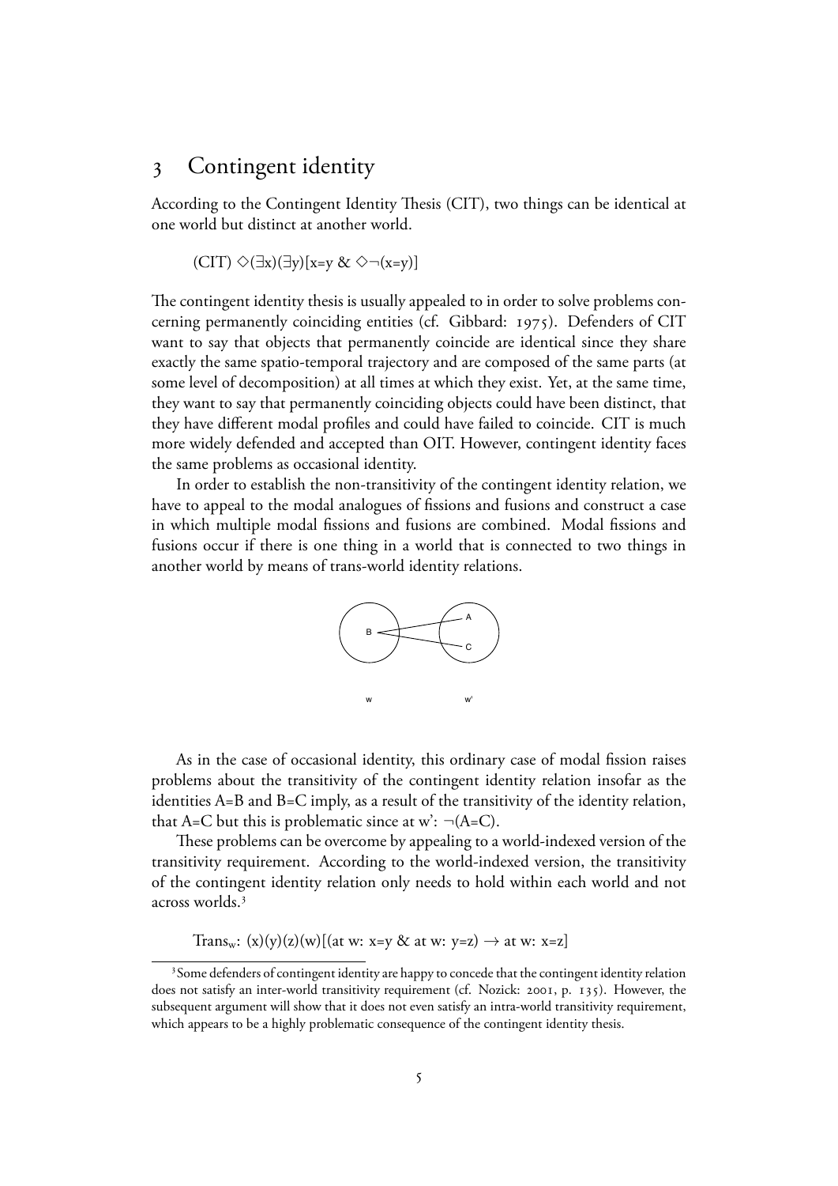## 3 Contingent identity

According to the Contingent Identity Thesis (CIT), two things can be identical at one world but distinct at another world.

(CIT) $\Diamond(\exists x)(\exists y)[x=y \;\&\; \Diamond\neg(x=y)]$

The contingent identity thesis is usually appealed to in order to solve problems concerning permanently coinciding entities (cf. Gibbard: 1975). Defenders of CIT want to say that objects that permanently coincide are identical since they share exactly the same spatio-temporal trajectory and are composed of the same parts (at some level of decomposition) at all times at which they exist. Yet, at the same time, they want to say that permanently coinciding objects could have been distinct, that they have different modal profiles and could have failed to coincide. CIT is much more widely defended and accepted than OIT. However, contingent identity faces the same problems as occasional identity.

In order to establish the non-transitivity of the contingent identity relation, we have to appeal to the modal analogues of fissions and fusions and construct a case in which multiple modal fissions and fusions are combined. Modal fissions and fusions occur if there is one thing in a world that is connected to two things in another world by means of trans-world identity relations.

B

A

C

w

w'

As in the case of occasional identity, this ordinary case of modal fission raises problems about the transitivity of the contingent identity relation insofar as the identities A=B and B=C imply, as a result of the transitivity of the identity relation, that A=C but this is problematic since at w': $\neg$(A=C).

These problems can be overcome by appealing to a world-indexed version of the transitivity requirement. According to the world-indexed version, the transitivity of the contingent identity relation only needs to hold within each world and not across worlds.[3]

$\text{Trans}_w$: $(x)(y)(z)(w)[(\text{at } w\text{: } x=y \;\&\; \text{at } w\text{: } y=z) \rightarrow \text{at } w\text{: } x=z]$

[3] Some defenders of contingent identity are happy to concede that the contingent identity relation does not satisfy an inter-world transitivity requirement (cf. Nozick: 2001, p. 135). However, the subsequent argument will show that it does not even satisfy an intra-world transitivity requirement, which appears to be a highly problematic consequence of the contingent identity thesis.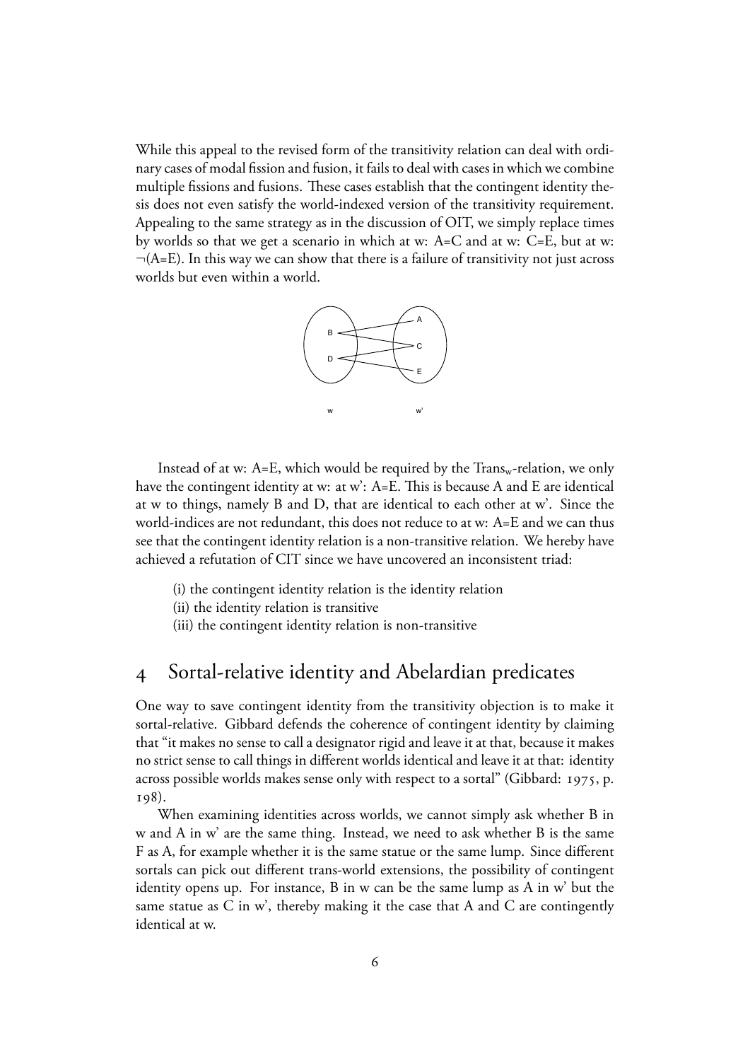While this appeal to the revised form of the transitivity relation can deal with ordinary cases of modal fission and fusion, it fails to deal with cases in which we combine multiple fissions and fusions. These cases establish that the contingent identity thesis does not even satisfy the world-indexed version of the transitivity requirement. Appealing to the same strategy as in the discussion of OIT, we simply replace times by worlds so that we get a scenario in which at w: A=C and at w: C=E, but at w: ¬(A=E). In this way we can show that there is a failure of transitivity not just across worlds but even within a world.

B
D
A
C
E
w
w'

Instead of at w: A=E, which would be required by the $\text{Trans}_w$-relation, we only have the contingent identity at w: at w': A=E. This is because A and E are identical at w to things, namely B and D, that are identical to each other at w'. Since the world-indices are not redundant, this does not reduce to at w: A=E and we can thus see that the contingent identity relation is a non-transitive relation. We hereby have achieved a refutation of CIT since we have uncovered an inconsistent triad:

(i) the contingent identity relation is the identity relation
(ii) the identity relation is transitive
(iii) the contingent identity relation is non-transitive

# 4 Sortal-relative identity and Abelardian predicates

One way to save contingent identity from the transitivity objection is to make it sortal-relative. Gibbard defends the coherence of contingent identity by claiming that "it makes no sense to call a designator rigid and leave it at that, because it makes no strict sense to call things in different worlds identical and leave it at that: identity across possible worlds makes sense only with respect to a sortal" (Gibbard: 1975, p. 198).

When examining identities across worlds, we cannot simply ask whether B in w and A in w' are the same thing. Instead, we need to ask whether B is the same F as A, for example whether it is the same statue or the same lump. Since different sortals can pick out different trans-world extensions, the possibility of contingent identity opens up. For instance, B in w can be the same lump as A in w' but the same statue as C in w', thereby making it the case that A and C are contingently identical at w.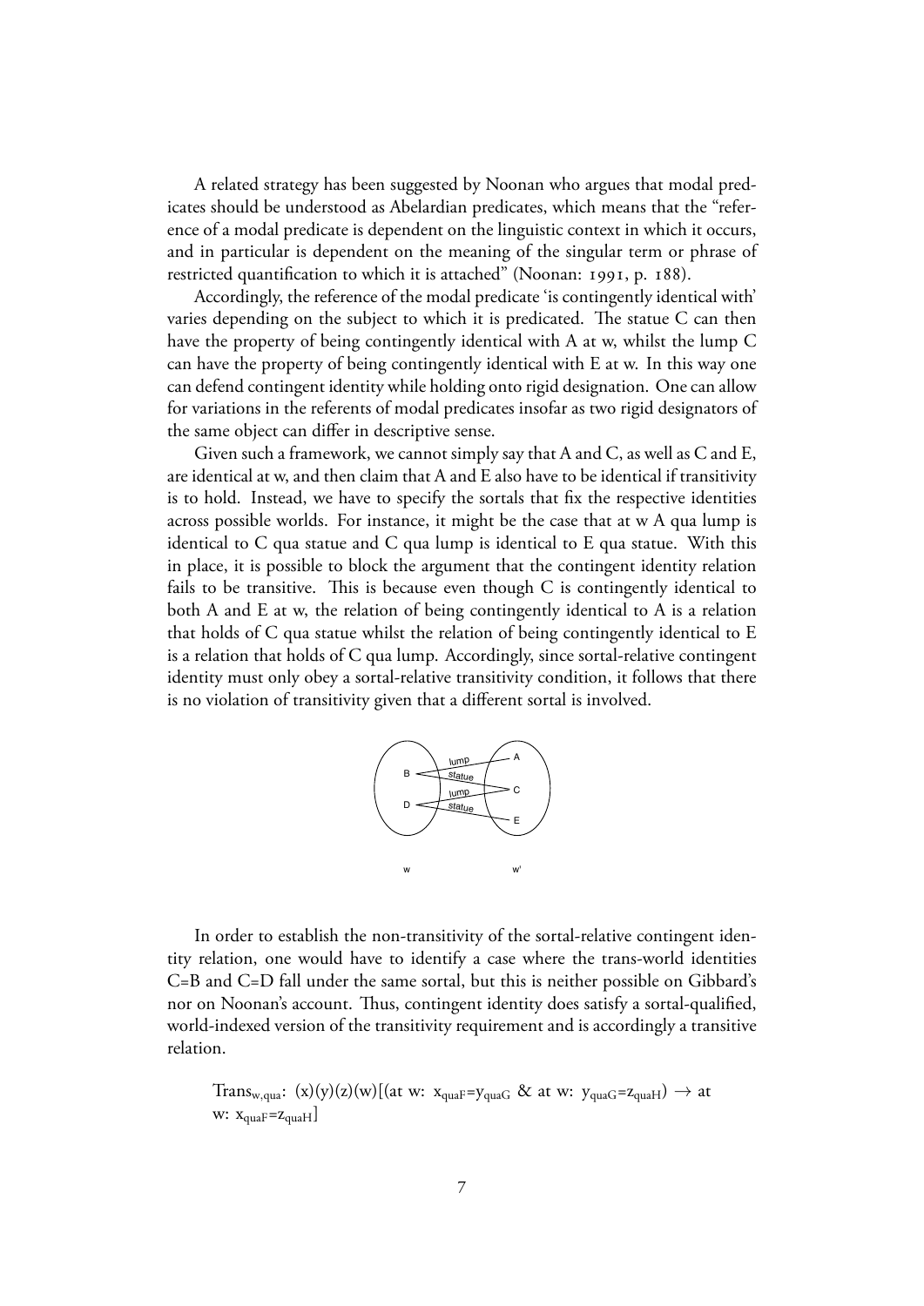A related strategy has been suggested by Noonan who argues that modal predicates should be understood as Abelardian predicates, which means that the "reference of a modal predicate is dependent on the linguistic context in which it occurs, and in particular is dependent on the meaning of the singular term or phrase of restricted quantification to which it is attached" (Noonan: 1991, p. 188).

Accordingly, the reference of the modal predicate 'is contingently identical with' varies depending on the subject to which it is predicated. The statue C can then have the property of being contingently identical with A at w, whilst the lump C can have the property of being contingently identical with E at w. In this way one can defend contingent identity while holding onto rigid designation. One can allow for variations in the referents of modal predicates insofar as two rigid designators of the same object can differ in descriptive sense.

Given such a framework, we cannot simply say that A and C, as well as C and E, are identical at w, and then claim that A and E also have to be identical if transitivity is to hold. Instead, we have to specify the sortals that fix the respective identities across possible worlds. For instance, it might be the case that at w A qua lump is identical to C qua statue and C qua lump is identical to E qua statue. With this in place, it is possible to block the argument that the contingent identity relation fails to be transitive. This is because even though C is contingently identical to both A and E at w, the relation of being contingently identical to A is a relation that holds of C qua statue whilst the relation of being contingently identical to E is a relation that holds of C qua lump. Accordingly, since sortal-relative contingent identity must only obey a sortal-relative transitivity condition, it follows that there is no violation of transitivity given that a different sortal is involved.

lump
statue
lump
statue
A
B
C
D
E
w
w'

In order to establish the non-transitivity of the sortal-relative contingent identity relation, one would have to identify a case where the trans-world identities C=B and C=D fall under the same sortal, but this is neither possible on Gibbard's nor on Noonan's account. Thus, contingent identity does satisfy a sortal-qualified, world-indexed version of the transitivity requirement and is accordingly a transitive relation.

$$\text{Trans}_{w,qua}\text{: } (x)(y)(z)(w)[(\text{at } w\text{: } x_{quaF}=y_{quaG} \ \& \ \text{at } w\text{: } y_{quaG}=z_{quaH}) \rightarrow \text{at } w\text{: } x_{quaF}=z_{quaH}]$$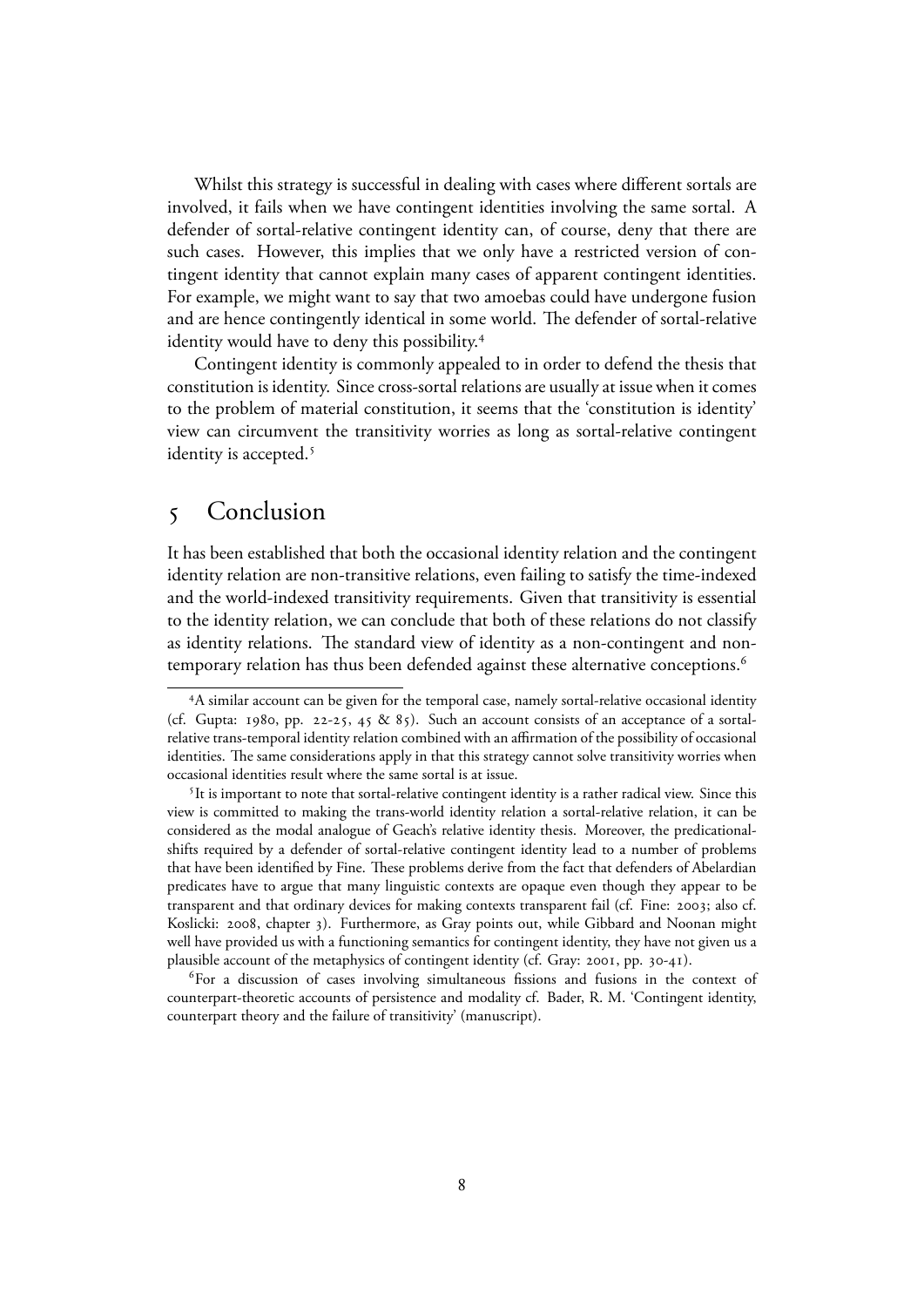Whilst this strategy is successful in dealing with cases where different sortals are involved, it fails when we have contingent identities involving the same sortal. A defender of sortal-relative contingent identity can, of course, deny that there are such cases. However, this implies that we only have a restricted version of contingent identity that cannot explain many cases of apparent contingent identities. For example, we might want to say that two amoebas could have undergone fusion and are hence contingently identical in some world. The defender of sortal-relative identity would have to deny this possibility.[4]

Contingent identity is commonly appealed to in order to defend the thesis that constitution is identity. Since cross-sortal relations are usually at issue when it comes to the problem of material constitution, it seems that the 'constitution is identity' view can circumvent the transitivity worries as long as sortal-relative contingent identity is accepted.[5]

## 5 Conclusion

It has been established that both the occasional identity relation and the contingent identity relation are non-transitive relations, even failing to satisfy the time-indexed and the world-indexed transitivity requirements. Given that transitivity is essential to the identity relation, we can conclude that both of these relations do not classify as identity relations. The standard view of identity as a non-contingent and non-temporary relation has thus been defended against these alternative conceptions.[6]

[4]A similar account can be given for the temporal case, namely sortal-relative occasional identity (cf. Gupta: 1980, pp. 22-25, 45 & 85). Such an account consists of an acceptance of a sortal-relative trans-temporal identity relation combined with an affirmation of the possibility of occasional identities. The same considerations apply in that this strategy cannot solve transitivity worries when occasional identities result where the same sortal is at issue.

[5]It is important to note that sortal-relative contingent identity is a rather radical view. Since this view is committed to making the trans-world identity relation a sortal-relative relation, it can be considered as the modal analogue of Geach's relative identity thesis. Moreover, the predicational-shifts required by a defender of sortal-relative contingent identity lead to a number of problems that have been identified by Fine. These problems derive from the fact that defenders of Abelardian predicates have to argue that many linguistic contexts are opaque even though they appear to be transparent and that ordinary devices for making contexts transparent fail (cf. Fine: 2003; also cf. Koslicki: 2008, chapter 3). Furthermore, as Gray points out, while Gibbard and Noonan might well have provided us with a functioning semantics for contingent identity, they have not given us a plausible account of the metaphysics of contingent identity (cf. Gray: 2001, pp. 30-41).

[6]For a discussion of cases involving simultaneous fissions and fusions in the context of counterpart-theoretic accounts of persistence and modality cf. Bader, R. M. 'Contingent identity, counterpart theory and the failure of transitivity' (manuscript).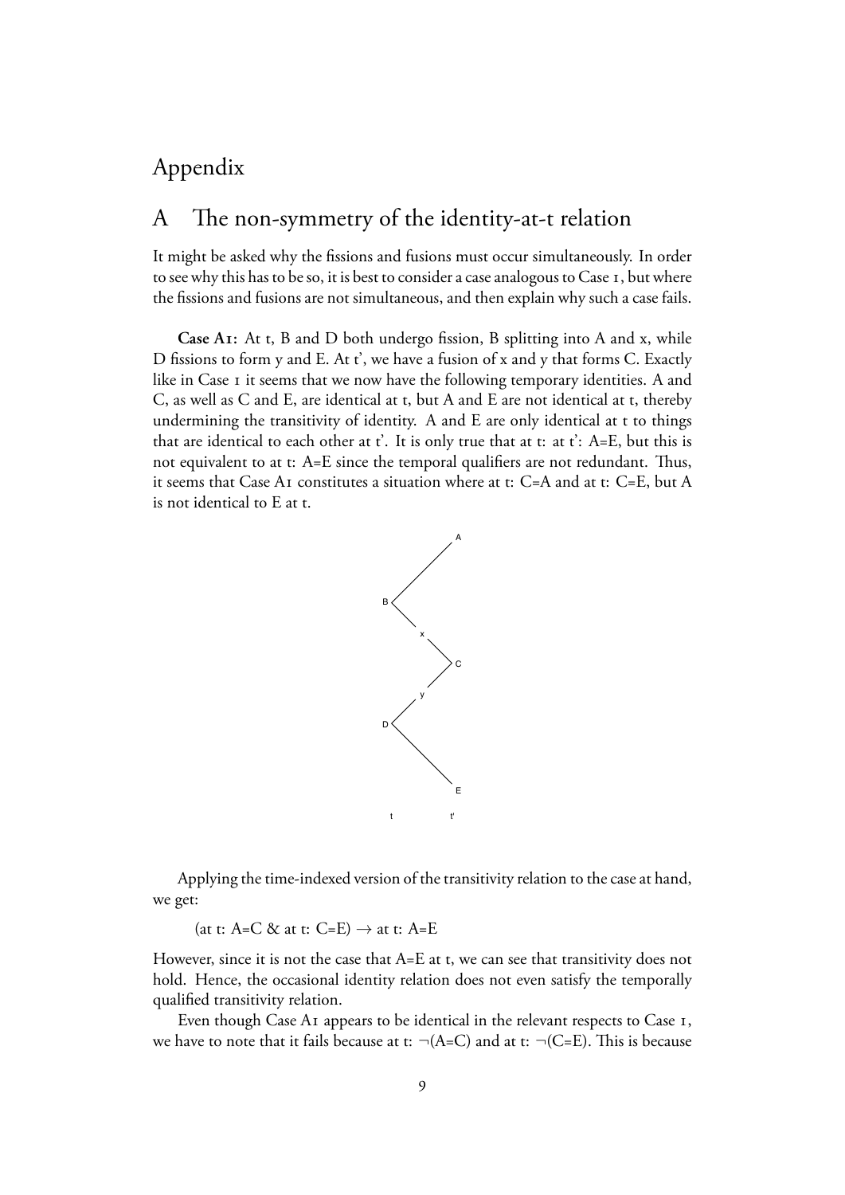# Appendix

## A The non-symmetry of the identity-at-t relation

It might be asked why the fissions and fusions must occur simultaneously. In order to see why this has to be so, it is best to consider a case analogous to Case 1, but where the fissions and fusions are not simultaneous, and then explain why such a case fails.

**Case A1:** At t, B and D both undergo fission, B splitting into A and x, while D fissions to form y and E. At t', we have a fusion of x and y that forms C. Exactly like in Case 1 it seems that we now have the following temporary identities. A and C, as well as C and E, are identical at t, but A and E are not identical at t, thereby undermining the transitivity of identity. A and E are only identical at t to things that are identical to each other at t'. It is only true that at t: at t': A=E, but this is not equivalent to at t: A=E since the temporal qualifiers are not redundant. Thus, it seems that Case A1 constitutes a situation where at t: C=A and at t: C=E, but A is not identical to E at t.

A
B
x
C
y
D
E
t
t'

Applying the time-indexed version of the transitivity relation to the case at hand, we get:

(at t: A=C & at t: C=E) $\rightarrow$ at t: A=E

However, since it is not the case that A=E at t, we can see that transitivity does not hold. Hence, the occasional identity relation does not even satisfy the temporally qualified transitivity relation.

Even though Case A1 appears to be identical in the relevant respects to Case 1, we have to note that it fails because at t: $\neg$(A=C) and at t: $\neg$(C=E). This is because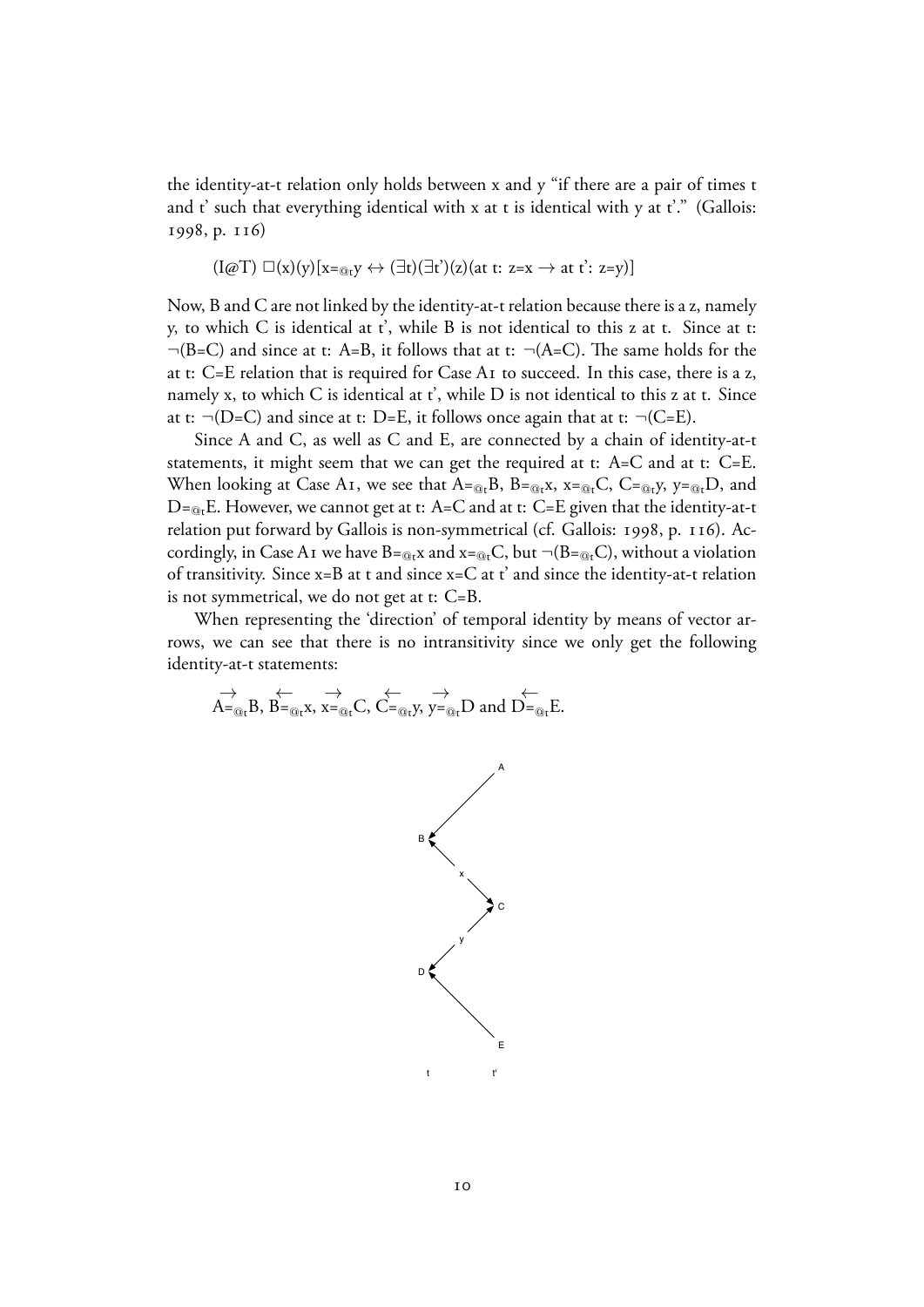the identity-at-t relation only holds between x and y "if there are a pair of times t and t' such that everything identical with x at t is identical with y at t'." (Gallois: 1998, p. 116)

$$(\text{I@T})\ \Box(x)(y)[x{=}_{@t}y \leftrightarrow (\exists t)(\exists t')(z)(\text{at } t\text{: } z{=}x \rightarrow \text{at } t'\text{: } z{=}y)]$$

Now, B and C are not linked by the identity-at-t relation because there is a z, namely y, to which C is identical at t', while B is not identical to this z at t. Since at t: ¬(B=C) and since at t: A=B, it follows that at t: ¬(A=C). The same holds for the at t: C=E relation that is required for Case A1 to succeed. In this case, there is a z, namely x, to which C is identical at t', while D is not identical to this z at t. Since at t: ¬(D=C) and since at t: D=E, it follows once again that at t: ¬(C=E).

Since A and C, as well as C and E, are connected by a chain of identity-at-t statements, it might seem that we can get the required at t: A=C and at t: C=E. When looking at Case A1, we see that $A{=}_{@t}B$, $B{=}_{@t}x$, $x{=}_{@t}C$, $C{=}_{@t}y$, $y{=}_{@t}D$, and $D{=}_{@t}E$. However, we cannot get at t: A=C and at t: C=E given that the identity-at-t relation put forward by Gallois is non-symmetrical (cf. Gallois: 1998, p. 116). Accordingly, in Case A1 we have $B{=}_{@t}x$ and $x{=}_{@t}C$, but $\neg(B{=}_{@t}C)$, without a violation of transitivity. Since x=B at t and since x=C at t' and since the identity-at-t relation is not symmetrical, we do not get at t: C=B.

When representing the 'direction' of temporal identity by means of vector arrows, we can see that there is no intransitivity since we only get the following identity-at-t statements:

$$\overrightarrow{A{=}_{@t}}B,\ \overleftarrow{B{=}_{@t}}x,\ \overrightarrow{x{=}_{@t}}C,\ \overleftarrow{C{=}_{@t}}y,\ \overrightarrow{y{=}_{@t}}D \text{ and } \overleftarrow{D{=}_{@t}}E.$$

A
B
x
C
y
D
E
t
t'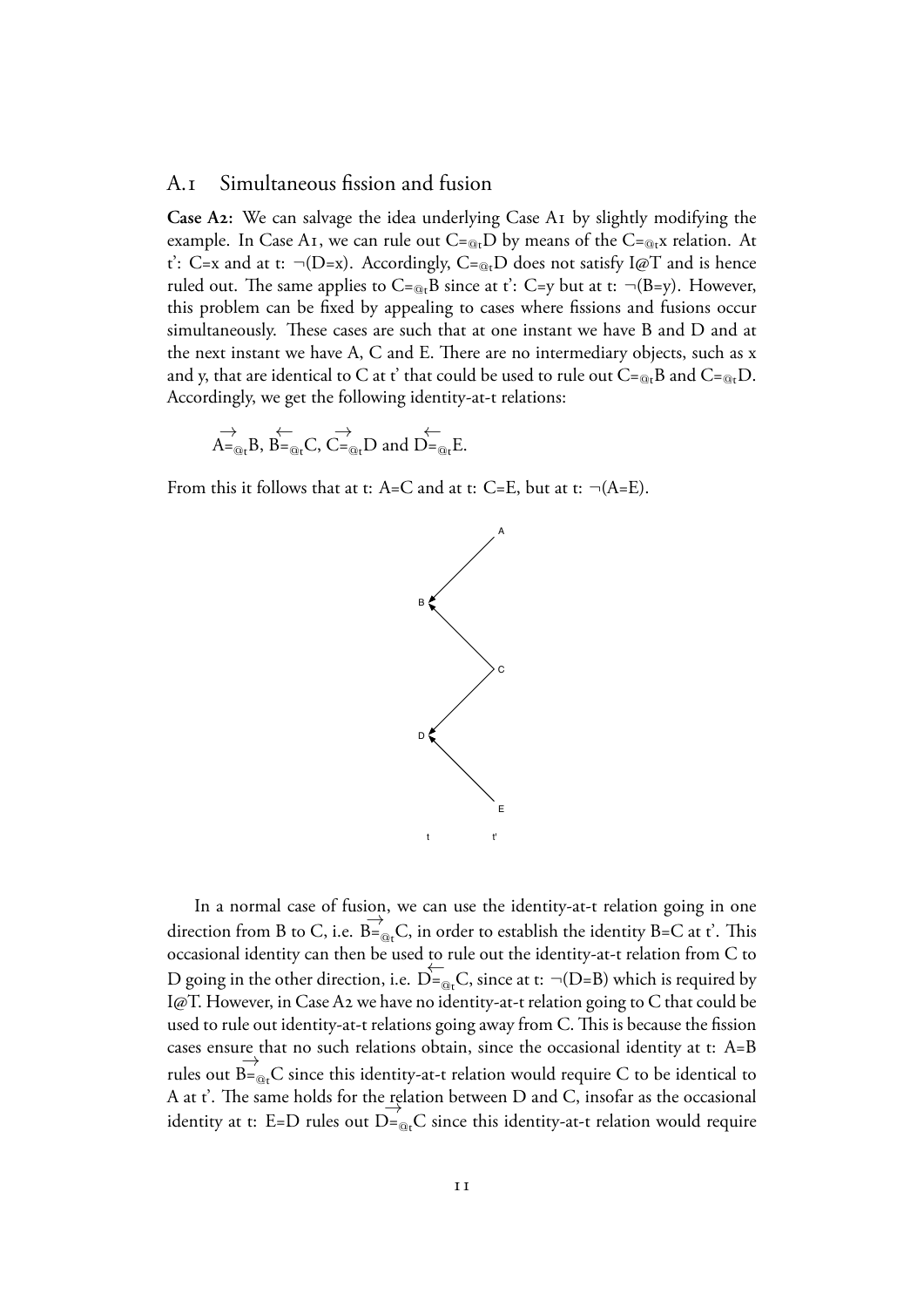## A.1 Simultaneous fission and fusion

**Case A2:** We can salvage the idea underlying Case A1 by slightly modifying the example. In Case A1, we can rule out $C{=}_{@t}D$ by means of the $C{=}_{@t}x$ relation. At t': C=x and at t: ¬(D=x). Accordingly, $C{=}_{@t}D$ does not satisfy I@T and is hence ruled out. The same applies to $C{=}_{@t}B$ since at t': C=y but at t: ¬(B=y). However, this problem can be fixed by appealing to cases where fissions and fusions occur simultaneously. These cases are such that at one instant we have B and D and at the next instant we have A, C and E. There are no intermediary objects, such as x and y, that are identical to C at t' that could be used to rule out $C{=}_{@t}B$ and $C{=}_{@t}D$. Accordingly, we get the following identity-at-t relations:

$A \overrightarrow{=}_{@t} B$, $B \overleftarrow{=}_{@t} C$, $C \overrightarrow{=}_{@t} D$ and $D \overleftarrow{=}_{@t} E$.

From this it follows that at t: A=C and at t: C=E, but at t: ¬(A=E).

A

B

C

D

E

t

t'

In a normal case of fusion, we can use the identity-at-t relation going in one direction from B to C, i.e. $B \overrightarrow{=}_{@t} C$, in order to establish the identity B=C at t'. This occasional identity can then be used to rule out the identity-at-t relation from C to D going in the other direction, i.e. $D \overleftarrow{=}_{@t} C$, since at t: ¬(D=B) which is required by I@T. However, in Case A2 we have no identity-at-t relation going to C that could be used to rule out identity-at-t relations going away from C. This is because the fission cases ensure that no such relations obtain, since the occasional identity at t: A=B rules out $B \overrightarrow{=}_{@t} C$ since this identity-at-t relation would require C to be identical to A at t'. The same holds for the relation between D and C, insofar as the occasional identity at t: E=D rules out $D \overrightarrow{=}_{@t} C$ since this identity-at-t relation would require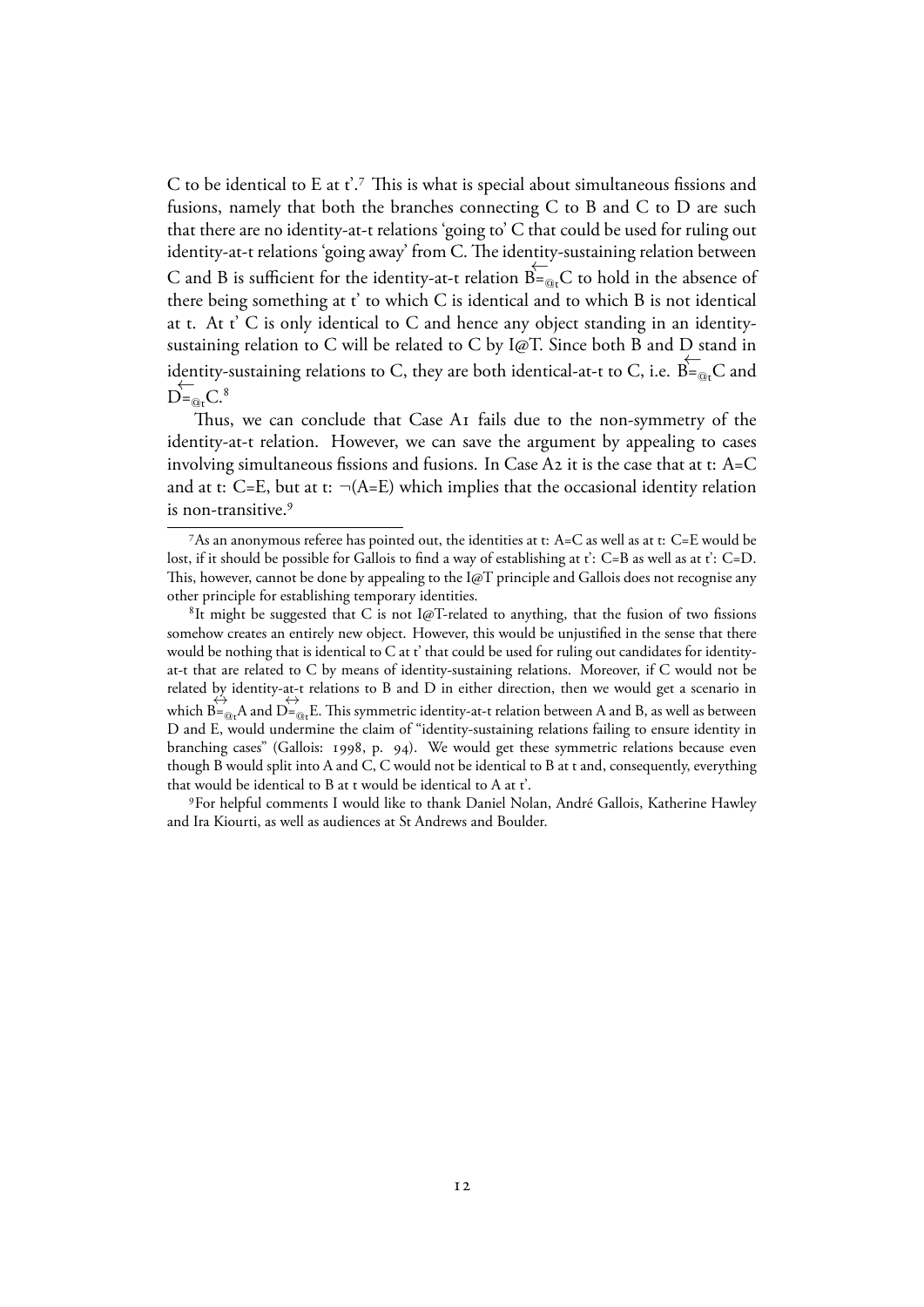C to be identical to E at t'.[7] This is what is special about simultaneous fissions and fusions, namely that both the branches connecting C to B and C to D are such that there are no identity-at-t relations 'going to' C that could be used for ruling out identity-at-t relations 'going away' from C. The identity-sustaining relation between C and B is sufficient for the identity-at-t relation $\overleftarrow{B =_{@t}} C$ to hold in the absence of there being something at t' to which C is identical and to which B is not identical at t. At t' C is only identical to C and hence any object standing in an identity-sustaining relation to C will be related to C by I@T. Since both B and D stand in identity-sustaining relations to C, they are both identical-at-t to C, i.e. $\overleftarrow{B =_{@t}} C$ and $\overleftarrow{D =_{@t}} C$.[8]

Thus, we can conclude that Case A1 fails due to the non-symmetry of the identity-at-t relation. However, we can save the argument by appealing to cases involving simultaneous fissions and fusions. In Case A2 it is the case that at t: A=C and at t: C=E, but at t: ¬(A=E) which implies that the occasional identity relation is non-transitive.[9]

---

[7] As an anonymous referee has pointed out, the identities at t: A=C as well as at t: C=E would be lost, if it should be possible for Gallois to find a way of establishing at t': C=B as well as at t': C=D. This, however, cannot be done by appealing to the I@T principle and Gallois does not recognise any other principle for establishing temporary identities.

[8] It might be suggested that C is not I@T-related to anything, that the fusion of two fissions somehow creates an entirely new object. However, this would be unjustified in the sense that there would be nothing that is identical to C at t' that could be used for ruling out candidates for identity-at-t that are related to C by means of identity-sustaining relations. Moreover, if C would not be related by identity-at-t relations to B and D in either direction, then we would get a scenario in which $\overleftrightarrow{B =_{@t}} A$ and $\overleftrightarrow{D =_{@t}} E$. This symmetric identity-at-t relation between A and B, as well as between D and E, would undermine the claim of "identity-sustaining relations failing to ensure identity in branching cases" (Gallois: 1998, p. 94). We would get these symmetric relations because even though B would split into A and C, C would not be identical to B at t and, consequently, everything that would be identical to B at t would be identical to A at t'.

[9] For helpful comments I would like to thank Daniel Nolan, André Gallois, Katherine Hawley and Ira Kiourti, as well as audiences at St Andrews and Boulder.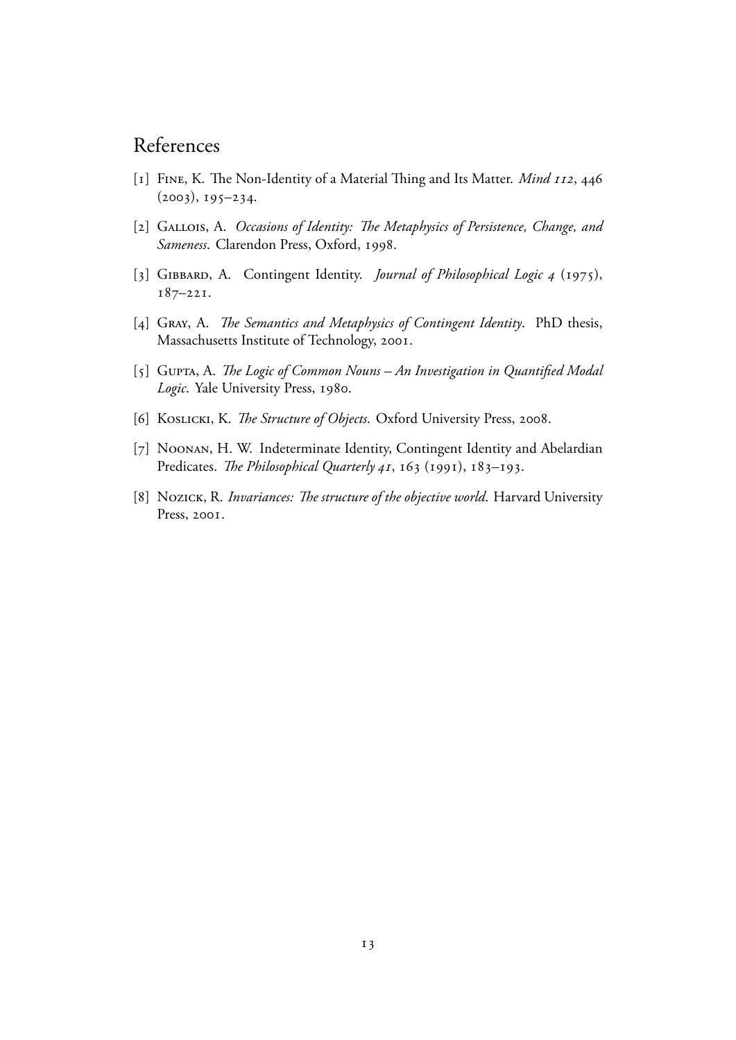# References

[1] Fine, K. The Non-Identity of a Material Thing and Its Matter. *Mind 112*, 446 (2003), 195–234.

[2] Gallois, A. *Occasions of Identity: The Metaphysics of Persistence, Change, and Sameness*. Clarendon Press, Oxford, 1998.

[3] Gibbard, A. Contingent Identity. *Journal of Philosophical Logic 4* (1975), 187–221.

[4] Gray, A. *The Semantics and Metaphysics of Contingent Identity*. PhD thesis, Massachusetts Institute of Technology, 2001.

[5] Gupta, A. *The Logic of Common Nouns – An Investigation in Quantified Modal Logic*. Yale University Press, 1980.

[6] Koslicki, K. *The Structure of Objects*. Oxford University Press, 2008.

[7] Noonan, H. W. Indeterminate Identity, Contingent Identity and Abelardian Predicates. *The Philosophical Quarterly 41*, 163 (1991), 183–193.

[8] Nozick, R. *Invariances: The structure of the objective world*. Harvard University Press, 2001.